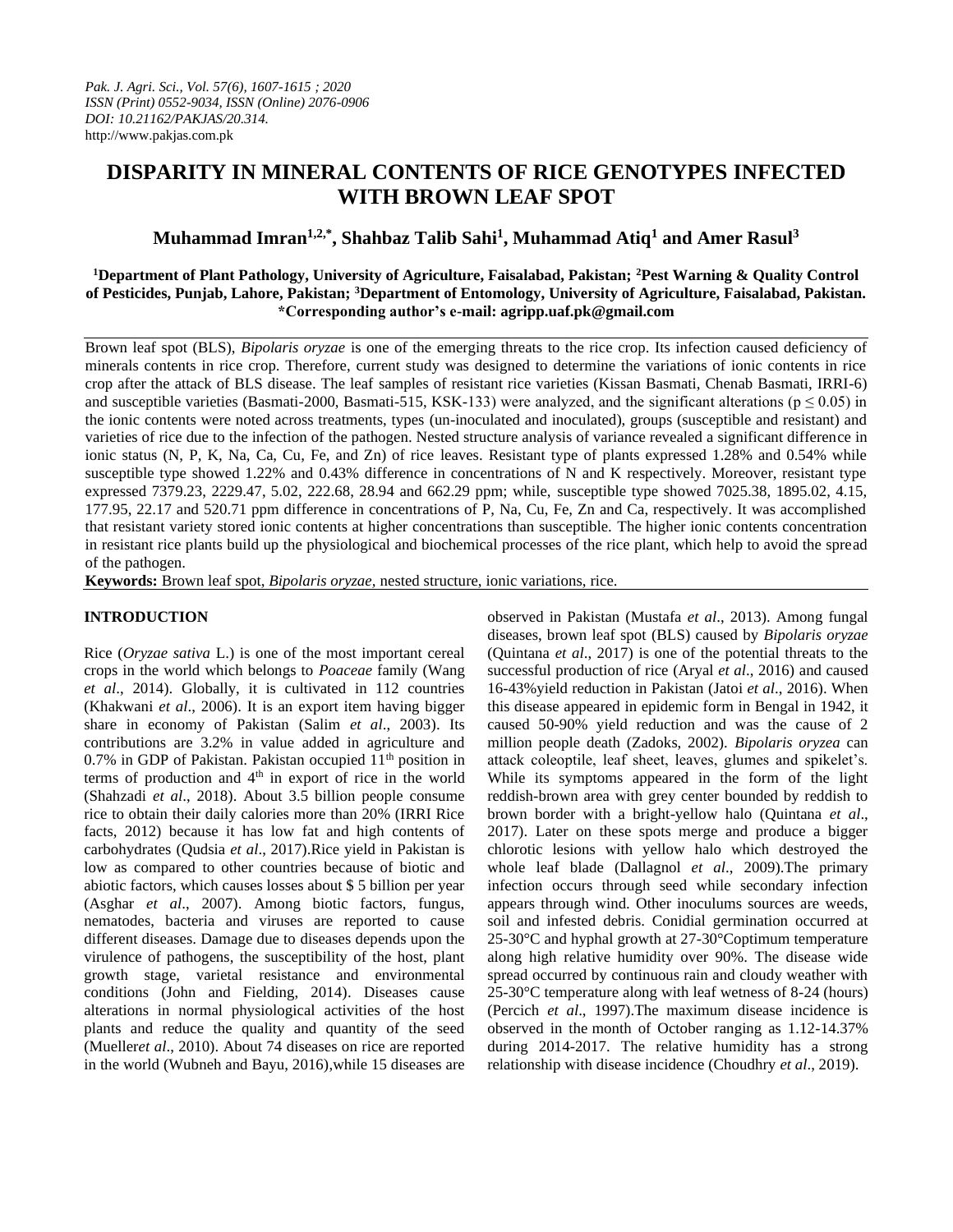# DISPARITY IN MINERAL CONTENTS OF RICE GENOTYPES INFECTED WITH BROWN LEAF SPOT

**Muhammad Imran[1,2,*], Shahbaz Talib Sahi[1], Muhammad Atiq[1] and Amer Rasul[3]**

**[1]Department of Plant Pathology, University of Agriculture, Faisalabad, Pakistan; [2]Pest Warning & Quality Control of Pesticides, Punjab, Lahore, Pakistan; [3]Department of Entomology, University of Agriculture, Faisalabad, Pakistan. *Corresponding author's e-mail: agripp.uaf.pk@gmail.com**

Brown leaf spot (BLS), *Bipolaris oryzae* is one of the emerging threats to the rice crop. Its infection caused deficiency of minerals contents in rice crop. Therefore, current study was designed to determine the variations of ionic contents in rice crop after the attack of BLS disease. The leaf samples of resistant rice varieties (Kissan Basmati, Chenab Basmati, IRRI-6) and susceptible varieties (Basmati-2000, Basmati-515, KSK-133) were analyzed, and the significant alterations ($p \leq 0.05$) in the ionic contents were noted across treatments, types (un-inoculated and inoculated), groups (susceptible and resistant) and varieties of rice due to the infection of the pathogen. Nested structure analysis of variance revealed a significant difference in ionic status (N, P, K, Na, Ca, Cu, Fe, and Zn) of rice leaves. Resistant type of plants expressed 1.28% and 0.54% while susceptible type showed 1.22% and 0.43% difference in concentrations of N and K respectively. Moreover, resistant type expressed 7379.23, 2229.47, 5.02, 222.68, 28.94 and 662.29 ppm; while, susceptible type showed 7025.38, 1895.02, 4.15, 177.95, 22.17 and 520.71 ppm difference in concentrations of P, Na, Cu, Fe, Zn and Ca, respectively. It was accomplished that resistant variety stored ionic contents at higher concentrations than susceptible. The higher ionic contents concentration in resistant rice plants build up the physiological and biochemical processes of the rice plant, which help to avoid the spread of the pathogen.

**Keywords:** Brown leaf spot, *Bipolaris oryzae*, nested structure, ionic variations, rice.

## INTRODUCTION

Rice (*Oryzae sativa* L.) is one of the most important cereal crops in the world which belongs to *Poaceae* family (Wang *et al*., 2014). Globally, it is cultivated in 112 countries (Khakwani *et al*., 2006). It is an export item having bigger share in economy of Pakistan (Salim *et al*., 2003). Its contributions are 3.2% in value added in agriculture and 0.7% in GDP of Pakistan. Pakistan occupied 11th position in terms of production and 4th in export of rice in the world (Shahzadi *et al*., 2018). About 3.5 billion people consume rice to obtain their daily calories more than 20% (IRRI Rice facts, 2012) because it has low fat and high contents of carbohydrates (Qudsia *et al*., 2017).Rice yield in Pakistan is low as compared to other countries because of biotic and abiotic factors, which causes losses about $ 5 billion per year (Asghar *et al*., 2007). Among biotic factors, fungus, nematodes, bacteria and viruses are reported to cause different diseases. Damage due to diseases depends upon the virulence of pathogens, the susceptibility of the host, plant growth stage, varietal resistance and environmental conditions (John and Fielding, 2014). Diseases cause alterations in normal physiological activities of the host plants and reduce the quality and quantity of the seed (Mueller*et al*., 2010). About 74 diseases on rice are reported in the world (Wubneh and Bayu, 2016),while 15 diseases are observed in Pakistan (Mustafa *et al*., 2013). Among fungal diseases, brown leaf spot (BLS) caused by *Bipolaris oryzae* (Quintana *et al*., 2017) is one of the potential threats to the successful production of rice (Aryal *et al*., 2016) and caused 16-43%yield reduction in Pakistan (Jatoi *et al*., 2016). When this disease appeared in epidemic form in Bengal in 1942, it caused 50-90% yield reduction and was the cause of 2 million people death (Zadoks, 2002). *Bipolaris oryzea* can attack coleoptile, leaf sheet, leaves, glumes and spikelet's. While its symptoms appeared in the form of the light reddish-brown area with grey center bounded by reddish to brown border with a bright-yellow halo (Quintana *et al*., 2017). Later on these spots merge and produce a bigger chlorotic lesions with yellow halo which destroyed the whole leaf blade (Dallagnol *et al*., 2009).The primary infection occurs through seed while secondary infection appears through wind. Other inoculums sources are weeds, soil and infested debris. Conidial germination occurred at 25-30°C and hyphal growth at 27-30°Coptimum temperature along high relative humidity over 90%. The disease wide spread occurred by continuous rain and cloudy weather with 25-30°C temperature along with leaf wetness of 8-24 (hours) (Percich *et al*., 1997).The maximum disease incidence is observed in the month of October ranging as 1.12-14.37% during 2014-2017. The relative humidity has a strong relationship with disease incidence (Choudhry *et al*., 2019).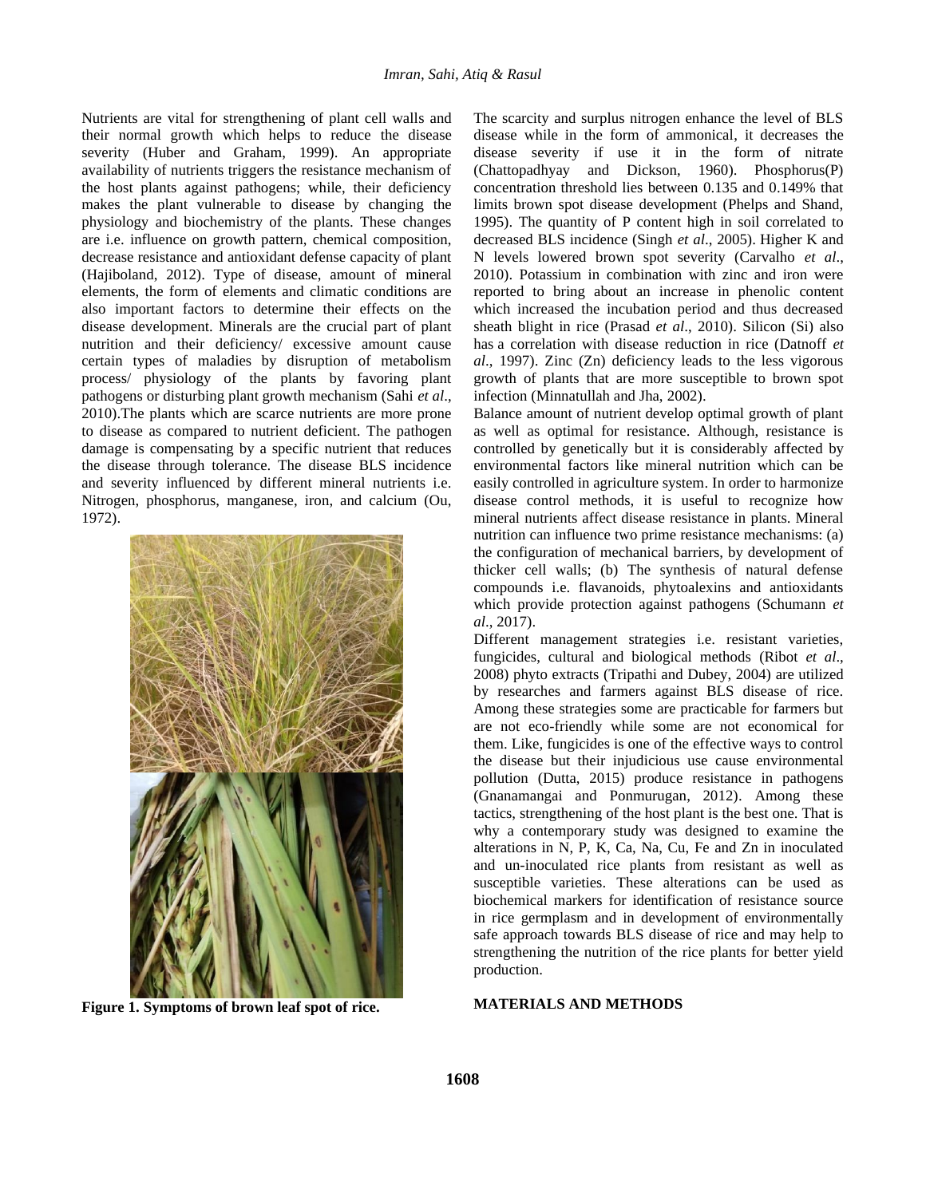Nutrients are vital for strengthening of plant cell walls and their normal growth which helps to reduce the disease severity (Huber and Graham, 1999). An appropriate availability of nutrients triggers the resistance mechanism of the host plants against pathogens; while, their deficiency makes the plant vulnerable to disease by changing the physiology and biochemistry of the plants. These changes are i.e. influence on growth pattern, chemical composition, decrease resistance and antioxidant defense capacity of plant (Hajiboland, 2012). Type of disease, amount of mineral elements, the form of elements and climatic conditions are also important factors to determine their effects on the disease development. Minerals are the crucial part of plant nutrition and their deficiency/ excessive amount cause certain types of maladies by disruption of metabolism process/ physiology of the plants by favoring plant pathogens or disturbing plant growth mechanism (Sahi *et al*., 2010).The plants which are scarce nutrients are more prone to disease as compared to nutrient deficient. The pathogen damage is compensating by a specific nutrient that reduces the disease through tolerance. The disease BLS incidence and severity influenced by different mineral nutrients i.e. Nitrogen, phosphorus, manganese, iron, and calcium (Ou, 1972).

**Figure 1. Symptoms of brown leaf spot of rice.**

The scarcity and surplus nitrogen enhance the level of BLS disease while in the form of ammonical, it decreases the disease severity if use it in the form of nitrate (Chattopadhyay and Dickson, 1960). Phosphorus(P) concentration threshold lies between 0.135 and 0.149% that limits brown spot disease development (Phelps and Shand, 1995). The quantity of P content high in soil correlated to decreased BLS incidence (Singh *et al*., 2005). Higher K and N levels lowered brown spot severity (Carvalho *et al*., 2010). Potassium in combination with zinc and iron were reported to bring about an increase in phenolic content which increased the incubation period and thus decreased sheath blight in rice (Prasad *et al*., 2010). Silicon (Si) also has a correlation with disease reduction in rice (Datnoff *et al*., 1997). Zinc (Zn) deficiency leads to the less vigorous growth of plants that are more susceptible to brown spot infection (Minnatullah and Jha, 2002).

Balance amount of nutrient develop optimal growth of plant as well as optimal for resistance. Although, resistance is controlled by genetically but it is considerably affected by environmental factors like mineral nutrition which can be easily controlled in agriculture system. In order to harmonize disease control methods, it is useful to recognize how mineral nutrients affect disease resistance in plants. Mineral nutrition can influence two prime resistance mechanisms: (a) the configuration of mechanical barriers, by development of thicker cell walls; (b) The synthesis of natural defense compounds i.e. flavanoids, phytoalexins and antioxidants which provide protection against pathogens (Schumann *et al*., 2017).

Different management strategies i.e. resistant varieties, fungicides, cultural and biological methods (Ribot *et al*., 2008) phyto extracts (Tripathi and Dubey, 2004) are utilized by researches and farmers against BLS disease of rice. Among these strategies some are practicable for farmers but are not eco-friendly while some are not economical for them. Like, fungicides is one of the effective ways to control the disease but their injudicious use cause environmental pollution (Dutta, 2015) produce resistance in pathogens (Gnanamangai and Ponmurugan, 2012). Among these tactics, strengthening of the host plant is the best one. That is why a contemporary study was designed to examine the alterations in N, P, K, Ca, Na, Cu, Fe and Zn in inoculated and un-inoculated rice plants from resistant as well as susceptible varieties. These alterations can be used as biochemical markers for identification of resistance source in rice germplasm and in development of environmentally safe approach towards BLS disease of rice and may help to strengthening the nutrition of the rice plants for better yield production.

## MATERIALS AND METHODS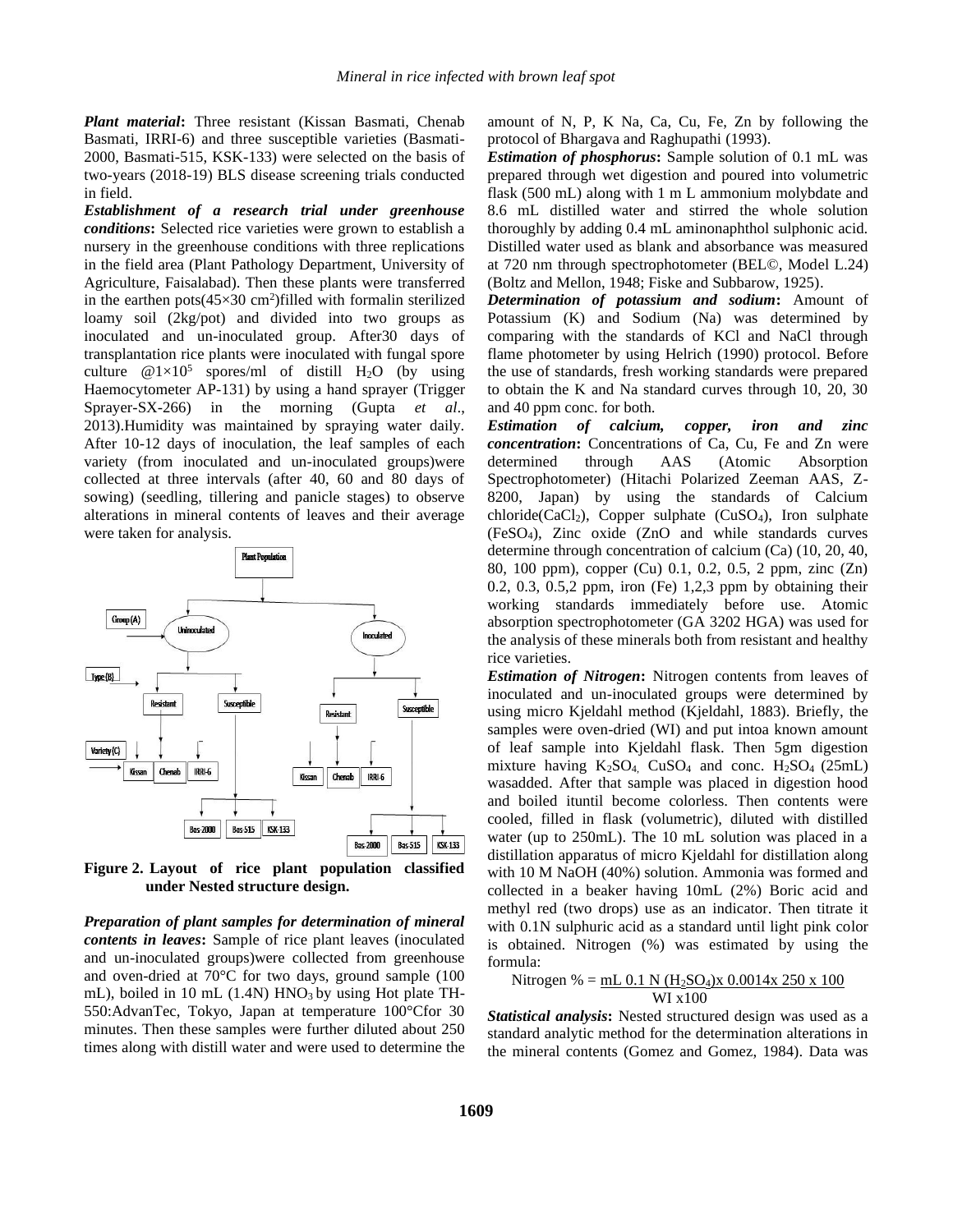***Plant material*:** Three resistant (Kissan Basmati, Chenab Basmati, IRRI-6) and three susceptible varieties (Basmati-2000, Basmati-515, KSK-133) were selected on the basis of two-years (2018-19) BLS disease screening trials conducted in field.

***Establishment of a research trial under greenhouse conditions*:** Selected rice varieties were grown to establish a nursery in the greenhouse conditions with three replications in the field area (Plant Pathology Department, University of Agriculture, Faisalabad). Then these plants were transferred in the earthen pots(45×30 $cm^2$)filled with formalin sterilized loamy soil (2kg/pot) and divided into two groups as inoculated and un-inoculated group. After30 days of transplantation rice plants were inoculated with fungal spore culture @$1\times10^5$ spores/ml of distill $H_2O$ (by using Haemocytometer AP-131) by using a hand sprayer (Trigger Sprayer-SX-266) in the morning (Gupta *et al*., 2013).Humidity was maintained by spraying water daily. After 10-12 days of inoculation, the leaf samples of each variety (from inoculated and un-inoculated groups)were collected at three intervals (after 40, 60 and 80 days of sowing) (seedling, tillering and panicle stages) to observe alterations in mineral contents of leaves and their average were taken for analysis.

**Figure 2. Layout of rice plant population classified under Nested structure design.**

***Preparation of plant samples for determination of mineral contents in leaves*:** Sample of rice plant leaves (inoculated and un-inoculated groups)were collected from greenhouse and oven-dried at 70°C for two days, ground sample (100 mL), boiled in 10 mL (1.4N) $HNO_3$ by using Hot plate TH-550:AdvanTec, Tokyo, Japan at temperature 100°Cfor 30 minutes. Then these samples were further diluted about 250 times along with distill water and were used to determine the amount of N, P, K Na, Ca, Cu, Fe, Zn by following the protocol of Bhargava and Raghupathi (1993).

***Estimation of phosphorus*:** Sample solution of 0.1 mL was prepared through wet digestion and poured into volumetric flask (500 mL) along with 1 m L ammonium molybdate and 8.6 mL distilled water and stirred the whole solution thoroughly by adding 0.4 mL aminonaphthol sulphonic acid. Distilled water used as blank and absorbance was measured at 720 nm through spectrophotometer (BEL©, Model L.24) (Boltz and Mellon, 1948; Fiske and Subbarow, 1925).

***Determination of potassium and sodium*:** Amount of Potassium (K) and Sodium (Na) was determined by comparing with the standards of KCl and NaCl through flame photometer by using Helrich (1990) protocol. Before the use of standards, fresh working standards were prepared to obtain the K and Na standard curves through 10, 20, 30 and 40 ppm conc. for both.

***Estimation of calcium, copper, iron and zinc concentration*:** Concentrations of Ca, Cu, Fe and Zn were determined through AAS (Atomic Absorption Spectrophotometer) (Hitachi Polarized Zeeman AAS, Z-8200, Japan) by using the standards of Calcium chloride($CaCl_2$), Copper sulphate ($CuSO_4$), Iron sulphate ($FeSO_4$), Zinc oxide (ZnO and while standards curves determine through concentration of calcium (Ca) (10, 20, 40, 80, 100 ppm), copper (Cu) 0.1, 0.2, 0.5, 2 ppm, zinc (Zn) 0.2, 0.3, 0.5,2 ppm, iron (Fe) 1,2,3 ppm by obtaining their working standards immediately before use. Atomic absorption spectrophotometer (GA 3202 HGA) was used for the analysis of these minerals both from resistant and healthy rice varieties.

***Estimation of Nitrogen*:** Nitrogen contents from leaves of inoculated and un-inoculated groups were determined by using micro Kjeldahl method (Kjeldahl, 1883). Briefly, the samples were oven-dried (WI) and put intoa known amount of leaf sample into Kjeldahl flask. Then 5gm digestion mixture having $K_2SO_4$, $CuSO_4$ and conc. $H_2SO_4$ (25mL) wasadded. After that sample was placed in digestion hood and boiled ituntil become colorless. Then contents were cooled, filled in flask (volumetric), diluted with distilled water (up to 250mL). The 10 mL solution was placed in a distillation apparatus of micro Kjeldahl for distillation along with 10 M NaOH (40%) solution. Ammonia was formed and collected in a beaker having 10mL (2%) Boric acid and methyl red (two drops) use as an indicator. Then titrate it with 0.1N sulphuric acid as a standard until light pink color is obtained. Nitrogen (%) was estimated by using the formula:

$$\text{Nitrogen \%} = \frac{\text{mL 0.1 N } (H_2SO_4) \times 0.0014 \times 250 \times 100}{\text{WI} \times 100}$$

***Statistical analysis*:** Nested structured design was used as a standard analytic method for the determination alterations in the mineral contents (Gomez and Gomez, 1984). Data was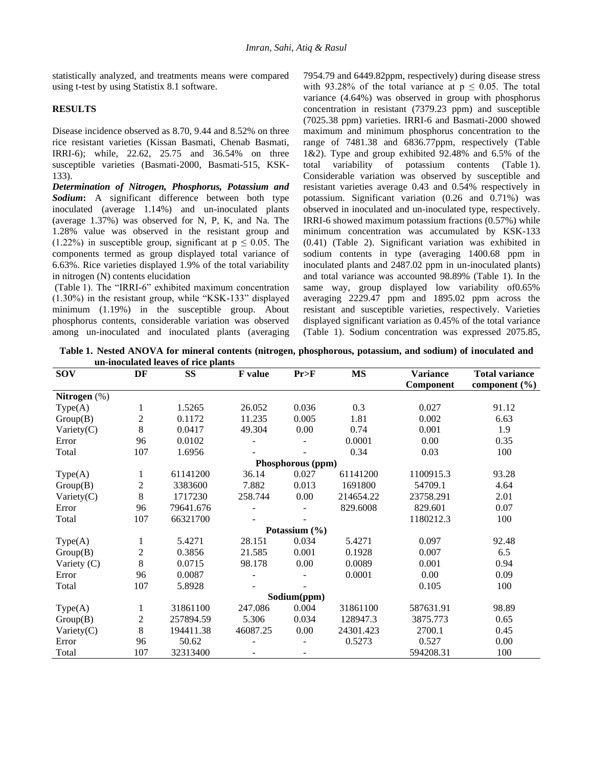statistically analyzed, and treatments means were compared using t-test by using Statistix 8.1 software.

## RESULTS

Disease incidence observed as 8.70, 9.44 and 8.52% on three rice resistant varieties (Kissan Basmati, Chenab Basmati, IRRI-6); while, 22.62, 25.75 and 36.54% on three susceptible varieties (Basmati-2000, Basmati-515, KSK-133).

***Determination of Nitrogen, Phosphorus, Potassium and Sodium*:** A significant difference between both type inoculated (average 1.14%) and un-inoculated plants (average 1.37%) was observed for N, P, K, and Na. The 1.28% value was observed in the resistant group and (1.22%) in susceptible group, significant at $p \leq 0.05$. The components termed as group displayed total variance of 6.63%. Rice varieties displayed 1.9% of the total variability in nitrogen (N) contents elucidation

(Table 1). The "IRRI-6" exhibited maximum concentration (1.30%) in the resistant group, while "KSK-133" displayed minimum (1.19%) in the susceptible group. About phosphorus contents, considerable variation was observed among un-inoculated and inoculated plants (averaging 7954.79 and 6449.82ppm, respectively) during disease stress with 93.28% of the total variance at $p \leq 0.05$. The total variance (4.64%) was observed in group with phosphorus concentration in resistant (7379.23 ppm) and susceptible (7025.38 ppm) varieties. IRRI-6 and Basmati-2000 showed maximum and minimum phosphorus concentration to the range of 7481.38 and 6836.77ppm, respectively (Table 1&2). Type and group exhibited 92.48% and 6.5% of the total variability of potassium contents (Table 1). Considerable variation was observed by susceptible and resistant varieties average 0.43 and 0.54% respectively in potassium. Significant variation (0.26 and 0.71%) was observed in inoculated and un-inoculated type, respectively. IRRI-6 showed maximum potassium fractions (0.57%) while minimum concentration was accumulated by KSK-133 (0.41) (Table 2). Significant variation was exhibited in sodium contents in type (averaging 1400.68 ppm in inoculated plants and 2487.02 ppm in un-inoculated plants) and total variance was accounted 98.89% (Table 1). In the same way, group displayed low variability of0.65% averaging 2229.47 ppm and 1895.02 ppm across the resistant and susceptible varieties, respectively. Varieties displayed significant variation as 0.45% of the total variance (Table 1). Sodium concentration was expressed 2075.85,

**Table 1. Nested ANOVA for mineral contents (nitrogen, phosphorous, potassium, and sodium) of inoculated and un-inoculated leaves of rice plants**

| SOV | DF | SS | F value | Pr>F | MS | Variance Component | Total variance component (%) |
|---|---|---|---|---|---|---|---|
| **Nitrogen** (%) | | | | | | | |
| Type(A) | 1 | 1.5265 | 26.052 | 0.036 | 0.3 | 0.027 | 91.12 |
| Group(B) | 2 | 0.1172 | 11.235 | 0.005 | 1.81 | 0.002 | 6.63 |
| Variety(C) | 8 | 0.0417 | 49.304 | 0.00 | 0.74 | 0.001 | 1.9 |
| Error | 96 | 0.0102 | - | - | 0.0001 | 0.00 | 0.35 |
| Total | 107 | 1.6956 | - | - | 0.34 | 0.03 | 100 |
| | | | | **Phosphorous (ppm)** | | | |
| Type(A) | 1 | 61141200 | 36.14 | 0.027 | 61141200 | 1100915.3 | 93.28 |
| Group(B) | 2 | 3383600 | 7.882 | 0.013 | 1691800 | 54709.1 | 4.64 |
| Variety(C) | 8 | 1717230 | 258.744 | 0.00 | 214654.22 | 23758.291 | 2.01 |
| Error | 96 | 79641.676 | - | - | 829.6008 | 829.601 | 0.07 |
| Total | 107 | 66321700 | - | - | | 1180212.3 | 100 |
| | | | | **Potassium (%)** | | | |
| Type(A) | 1 | 5.4271 | 28.151 | 0.034 | 5.4271 | 0.097 | 92.48 |
| Group(B) | 2 | 0.3856 | 21.585 | 0.001 | 0.1928 | 0.007 | 6.5 |
| Variety (C) | 8 | 0.0715 | 98.178 | 0.00 | 0.0089 | 0.001 | 0.94 |
| Error | 96 | 0.0087 | - | - | 0.0001 | 0.00 | 0.09 |
| Total | 107 | 5.8928 | - | - | | 0.105 | 100 |
| | | | | **Sodium(ppm)** | | | |
| Type(A) | 1 | 31861100 | 247.086 | 0.004 | 31861100 | 587631.91 | 98.89 |
| Group(B) | 2 | 257894.59 | 5.306 | 0.034 | 128947.3 | 3875.773 | 0.65 |
| Variety(C) | 8 | 194411.38 | 46087.25 | 0.00 | 24301.423 | 2700.1 | 0.45 |
| Error | 96 | 50.62 | - | - | 0.5273 | 0.527 | 0.00 |
| Total | 107 | 32313400 | - | - | | 594208.31 | 100 |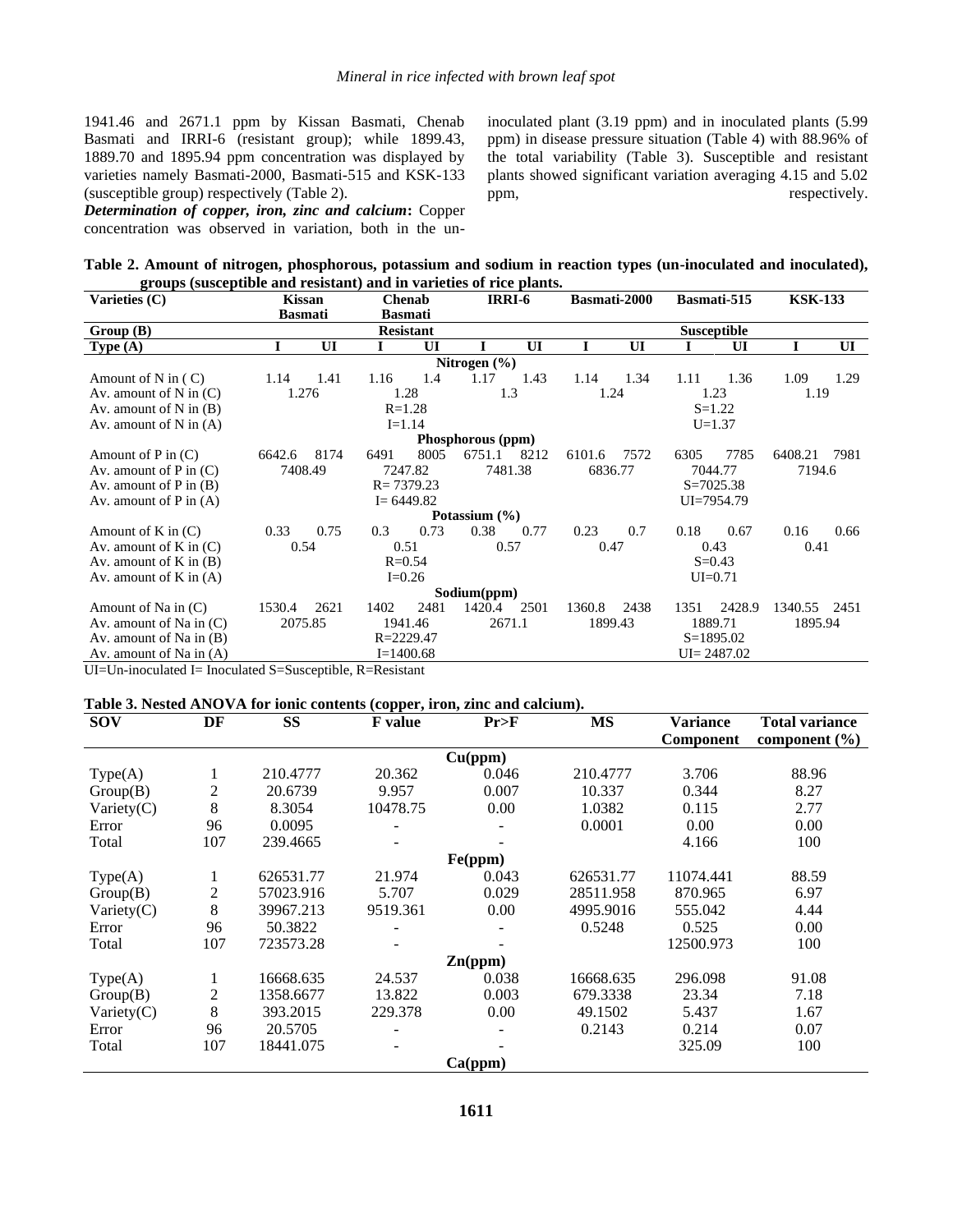1941.46 and 2671.1 ppm by Kissan Basmati, Chenab Basmati and IRRI-6 (resistant group); while 1899.43, 1889.70 and 1895.94 ppm concentration was displayed by varieties namely Basmati-2000, Basmati-515 and KSK-133 (susceptible group) respectively (Table 2).

***Determination of copper, iron, zinc and calcium*:** Copper concentration was observed in variation, both in the un-inoculated plant (3.19 ppm) and in inoculated plants (5.99 ppm) in disease pressure situation (Table 4) with 88.96% of the total variability (Table 3). Susceptible and resistant plants showed significant variation averaging 4.15 and 5.02 ppm, respectively.

**Table 2. Amount of nitrogen, phosphorous, potassium and sodium in reaction types (un-inoculated and inoculated), groups (susceptible and resistant) and in varieties of rice plants.**

| Varieties (C) | Kissan Basmati | | Chenab Basmati | | IRRI-6 | | Basmati-2000 | | Basmati-515 | | KSK-133 | |
|---|---|---|---|---|---|---|---|---|---|---|---|---|
| Group (B) | Resistant | | | | | | Susceptible | | | | | |
| Type (A) | I | UI | I | UI | I | UI | I | UI | I | UI | I | UI |
| **Nitrogen (%)** | | | | | | | | | | | | |
| Amount of N in ( C) | 1.14 | 1.41 | 1.16 | 1.4 | 1.17 | 1.43 | 1.14 | 1.34 | 1.11 | 1.36 | 1.09 | 1.29 |
| Av. amount of N in (C) | 1.276 | | 1.28 | | 1.3 | | 1.24 | | 1.23 | | 1.19 | |
| Av. amount of N in (B) | R=1.28 | | | | | | S=1.22 | | | | | |
| Av. amount of N in (A) | I=1.14 | | | | | | U=1.37 | | | | | |
| **Phosphorous (ppm)** | | | | | | | | | | | | |
| Amount of P in (C) | 6642.6 | 8174 | 6491 | 8005 | 6751.1 | 8212 | 6101.6 | 7572 | 6305 | 7785 | 6408.21 | 7981 |
| Av. amount of P in (C) | 7408.49 | | 7247.82 | | 7481.38 | | 6836.77 | | 7044.77 | | 7194.6 | |
| Av. amount of P in (B) | R= 7379.23 | | | | | | S=7025.38 | | | | | |
| Av. amount of P in (A) | I= 6449.82 | | | | | | UI=7954.79 | | | | | |
| **Potassium (%)** | | | | | | | | | | | | |
| Amount of K in (C) | 0.33 | 0.75 | 0.3 | 0.73 | 0.38 | 0.77 | 0.23 | 0.7 | 0.18 | 0.67 | 0.16 | 0.66 |
| Av. amount of K in (C) | 0.54 | | 0.51 | | 0.57 | | 0.47 | | 0.43 | | 0.41 | |
| Av. amount of K in (B) | R=0.54 | | | | | | S=0.43 | | | | | |
| Av. amount of K in (A) | I=0.26 | | | | | | UI=0.71 | | | | | |
| **Sodium(ppm)** | | | | | | | | | | | | |
| Amount of Na in (C) | 1530.4 | 2621 | 1402 | 2481 | 1420.4 | 2501 | 1360.8 | 2438 | 1351 | 2428.9 | 1340.55 | 2451 |
| Av. amount of Na in (C) | 2075.85 | | 1941.46 | | 2671.1 | | 1899.43 | | 1889.71 | | 1895.94 | |
| Av. amount of Na in (B) | R=2229.47 | | | | | | S=1895.02 | | | | | |
| Av. amount of Na in (A) | I=1400.68 | | | | | | UI= 2487.02 | | | | | |

UI=Un-inoculated I= Inoculated S=Susceptible, R=Resistant

**Table 3. Nested ANOVA for ionic contents (copper, iron, zinc and calcium).**

| SOV | DF | SS | F value | Pr>F | MS | Variance Component | Total variance component (%) |
|---|---|---|---|---|---|---|---|
| **Cu(ppm)** | | | | | | | |
| Type(A) | 1 | 210.4777 | 20.362 | 0.046 | 210.4777 | 3.706 | 88.96 |
| Group(B) | 2 | 20.6739 | 9.957 | 0.007 | 10.337 | 0.344 | 8.27 |
| Variety(C) | 8 | 8.3054 | 10478.75 | 0.00 | 1.0382 | 0.115 | 2.77 |
| Error | 96 | 0.0095 | - | - | 0.0001 | 0.00 | 0.00 |
| Total | 107 | 239.4665 | - | - | | 4.166 | 100 |
| **Fe(ppm)** | | | | | | | |
| Type(A) | 1 | 626531.77 | 21.974 | 0.043 | 626531.77 | 11074.441 | 88.59 |
| Group(B) | 2 | 57023.916 | 5.707 | 0.029 | 28511.958 | 870.965 | 6.97 |
| Variety(C) | 8 | 39967.213 | 9519.361 | 0.00 | 4995.9016 | 555.042 | 4.44 |
| Error | 96 | 50.3822 | - | - | 0.5248 | 0.525 | 0.00 |
| Total | 107 | 723573.28 | - | - | | 12500.973 | 100 |
| **Zn(ppm)** | | | | | | | |
| Type(A) | 1 | 16668.635 | 24.537 | 0.038 | 16668.635 | 296.098 | 91.08 |
| Group(B) | 2 | 1358.6677 | 13.822 | 0.003 | 679.3338 | 23.34 | 7.18 |
| Variety(C) | 8 | 393.2015 | 229.378 | 0.00 | 49.1502 | 5.437 | 1.67 |
| Error | 96 | 20.5705 | - | - | 0.2143 | 0.214 | 0.07 |
| Total | 107 | 18441.075 | - | - | | 325.09 | 100 |
| **Ca(ppm)** | | | | | | | |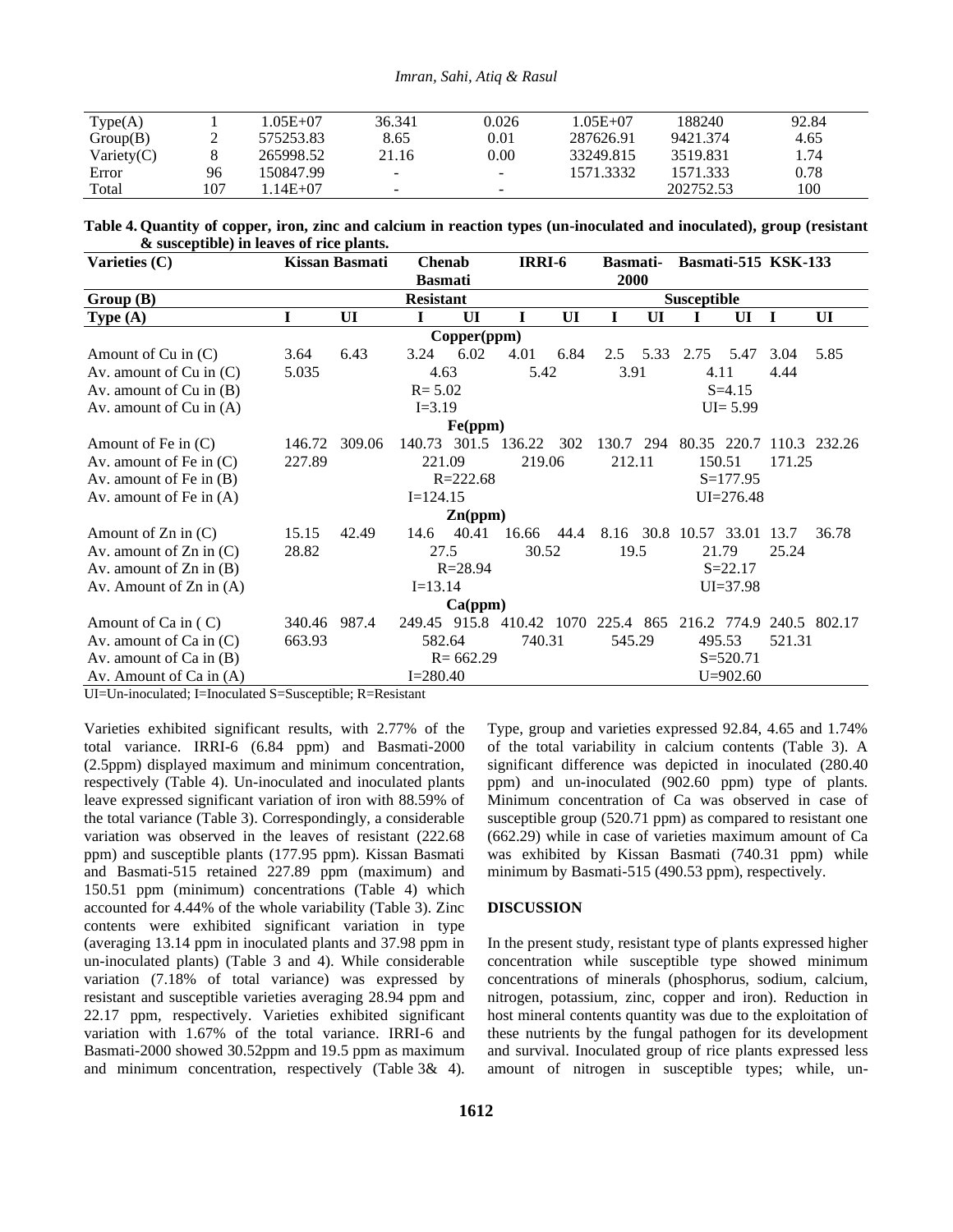| Type(A) | 1 | 1.05E+07 | 36.341 | 0.026 | 1.05E+07 | 188240 | 92.84 |
|---|---|---|---|---|---|---|---|
| Group(B) | 2 | 575253.83 | 8.65 | 0.01 | 287626.91 | 9421.374 | 4.65 |
| Variety(C) | 8 | 265998.52 | 21.16 | 0.00 | 33249.815 | 3519.831 | 1.74 |
| Error | 96 | 150847.99 | - | - | 1571.3332 | 1571.333 | 0.78 |
| Total | 107 | 1.14E+07 | - | - | | 202752.53 | 100 |

**Table 4. Quantity of copper, iron, zinc and calcium in reaction types (un-inoculated and inoculated), group (resistant & susceptible) in leaves of rice plants.**

| Varieties (C) | Kissan Basmati | | Chenab Basmati | | IRRI-6 | | Basmati-2000 | | Basmati-515 | | KSK-133 | |
|---|---|---|---|---|---|---|---|---|---|---|---|---|
| **Group (B)** | | | **Resistant** | | | | | | **Susceptible** | | | |
| **Type (A)** | **I** | **UI** | **I** | **UI** | **I** | **UI** | **I** | **UI** | **I** | **UI** | **I** | **UI** |
| | | | | **Copper(ppm)** | | | | | | | | |
| Amount of Cu in (C) | 3.64 | 6.43 | 3.24 | 6.02 | 4.01 | 6.84 | 2.5 | 5.33 | 2.75 | 5.47 | 3.04 | 5.85 |
| Av. amount of Cu in (C) | 5.035 | | 4.63 | | 5.42 | | 3.91 | | 4.11 | | 4.44 | |
| Av. amount of Cu in (B) | | | R= 5.02 | | | | | | S=4.15 | | | |
| Av. amount of Cu in (A) | | | I=3.19 | | | | | | UI= 5.99 | | | |
| | | | | **Fe(ppm)** | | | | | | | | |
| Amount of Fe in (C) | 146.72 | 309.06 | 140.73 | 301.5 | 136.22 | 302 | 130.7 | 294 | 80.35 | 220.7 | 110.3 | 232.26 |
| Av. amount of Fe in (C) | 227.89 | | 221.09 | | 219.06 | | 212.11 | | 150.51 | | 171.25 | |
| Av. amount of Fe in (B) | | | R=222.68 | | | | | | S=177.95 | | | |
| Av. amount of Fe in (A) | | | I=124.15 | | | | | | UI=276.48 | | | |
| | | | | **Zn(ppm)** | | | | | | | | |
| Amount of Zn in (C) | 15.15 | 42.49 | 14.6 | 40.41 | 16.66 | 44.4 | 8.16 | 30.8 | 10.57 | 33.01 | 13.7 | 36.78 |
| Av. amount of Zn in (C) | 28.82 | | 27.5 | | 30.52 | | 19.5 | | 21.79 | | 25.24 | |
| Av. amount of Zn in (B) | | | R=28.94 | | | | | | S=22.17 | | | |
| Av. Amount of Zn in (A) | | | I=13.14 | | | | | | UI=37.98 | | | |
| | | | | **Ca(ppm)** | | | | | | | | |
| Amount of Ca in ( C) | 340.46 | 987.4 | 249.45 | 915.8 | 410.42 | 1070 | 225.4 | 865 | 216.2 | 774.9 | 240.5 | 802.17 |
| Av. amount of Ca in (C) | 663.93 | | 582.64 | | 740.31 | | 545.29 | | 495.53 | | 521.31 | |
| Av. amount of Ca in (B) | | | R= 662.29 | | | | | | S=520.71 | | | |
| Av. Amount of Ca in (A) | | | I=280.40 | | | | | | U=902.60 | | | |

UI=Un-inoculated; I=Inoculated S=Susceptible; R=Resistant

Varieties exhibited significant results, with 2.77% of the total variance. IRRI-6 (6.84 ppm) and Basmati-2000 (2.5ppm) displayed maximum and minimum concentration, respectively (Table 4). Un-inoculated and inoculated plants leave expressed significant variation of iron with 88.59% of the total variance (Table 3). Correspondingly, a considerable variation was observed in the leaves of resistant (222.68 ppm) and susceptible plants (177.95 ppm). Kissan Basmati and Basmati-515 retained 227.89 ppm (maximum) and 150.51 ppm (minimum) concentrations (Table 4) which accounted for 4.44% of the whole variability (Table 3). Zinc contents were exhibited significant variation in type (averaging 13.14 ppm in inoculated plants and 37.98 ppm in un-inoculated plants) (Table 3 and 4). While considerable variation (7.18% of total variance) was expressed by resistant and susceptible varieties averaging 28.94 ppm and 22.17 ppm, respectively. Varieties exhibited significant variation with 1.67% of the total variance. IRRI-6 and Basmati-2000 showed 30.52ppm and 19.5 ppm as maximum and minimum concentration, respectively (Table 3& 4).

Type, group and varieties expressed 92.84, 4.65 and 1.74% of the total variability in calcium contents (Table 3). A significant difference was depicted in inoculated (280.40 ppm) and un-inoculated (902.60 ppm) type of plants. Minimum concentration of Ca was observed in case of susceptible group (520.71 ppm) as compared to resistant one (662.29) while in case of varieties maximum amount of Ca was exhibited by Kissan Basmati (740.31 ppm) while minimum by Basmati-515 (490.53 ppm), respectively.

## DISCUSSION

In the present study, resistant type of plants expressed higher concentration while susceptible type showed minimum concentrations of minerals (phosphorus, sodium, calcium, nitrogen, potassium, zinc, copper and iron). Reduction in host mineral contents quantity was due to the exploitation of these nutrients by the fungal pathogen for its development and survival. Inoculated group of rice plants expressed less amount of nitrogen in susceptible types; while, un-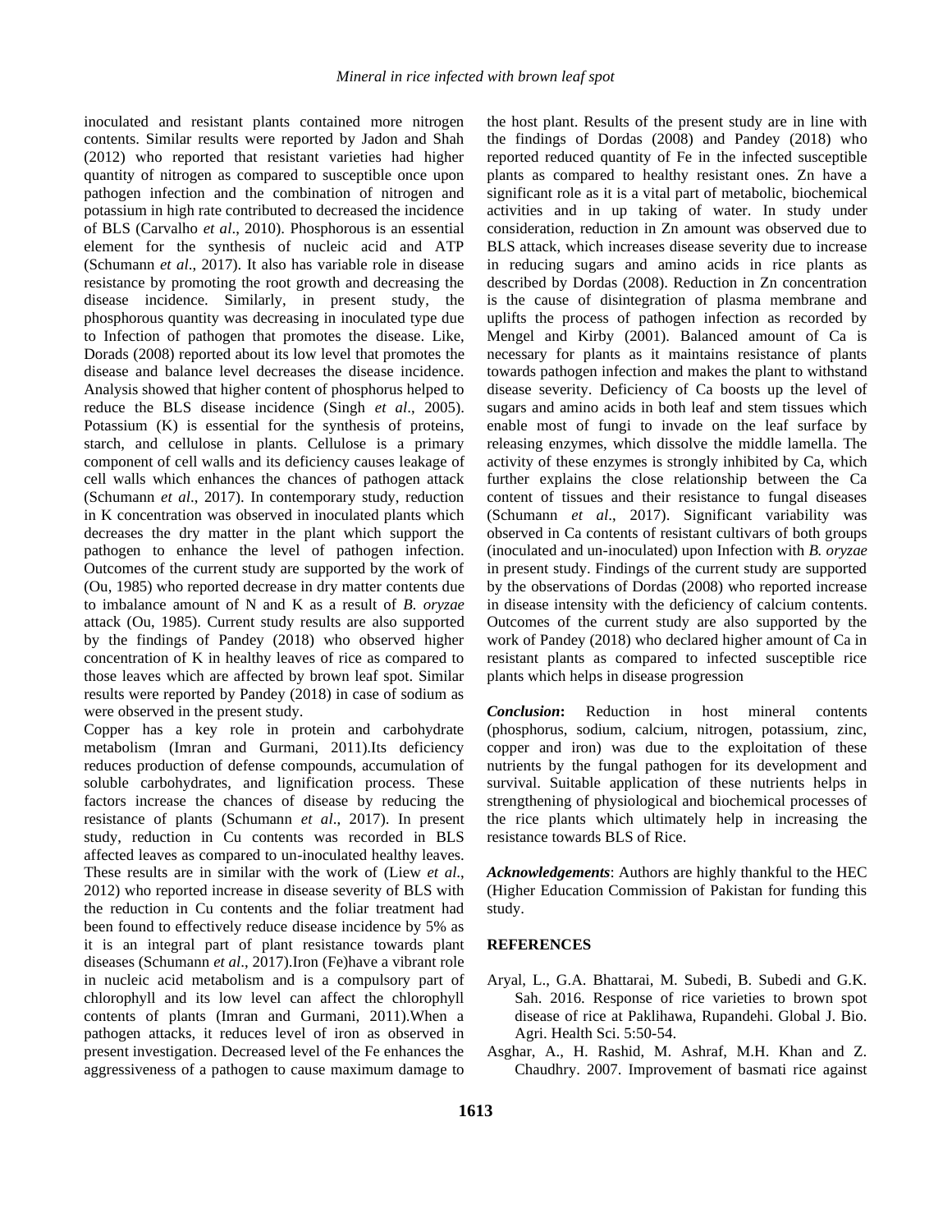inoculated and resistant plants contained more nitrogen contents. Similar results were reported by Jadon and Shah (2012) who reported that resistant varieties had higher quantity of nitrogen as compared to susceptible once upon pathogen infection and the combination of nitrogen and potassium in high rate contributed to decreased the incidence of BLS (Carvalho *et al*., 2010). Phosphorous is an essential element for the synthesis of nucleic acid and ATP (Schumann *et al*., 2017). It also has variable role in disease resistance by promoting the root growth and decreasing the disease incidence. Similarly, in present study, the phosphorous quantity was decreasing in inoculated type due to Infection of pathogen that promotes the disease. Like, Dorads (2008) reported about its low level that promotes the disease and balance level decreases the disease incidence. Analysis showed that higher content of phosphorus helped to reduce the BLS disease incidence (Singh *et al*., 2005). Potassium (K) is essential for the synthesis of proteins, starch, and cellulose in plants. Cellulose is a primary component of cell walls and its deficiency causes leakage of cell walls which enhances the chances of pathogen attack (Schumann *et al*., 2017). In contemporary study, reduction in K concentration was observed in inoculated plants which decreases the dry matter in the plant which support the pathogen to enhance the level of pathogen infection. Outcomes of the current study are supported by the work of (Ou, 1985) who reported decrease in dry matter contents due to imbalance amount of N and K as a result of *B. oryzae* attack (Ou, 1985). Current study results are also supported by the findings of Pandey (2018) who observed higher concentration of K in healthy leaves of rice as compared to those leaves which are affected by brown leaf spot. Similar results were reported by Pandey (2018) in case of sodium as were observed in the present study.

Copper has a key role in protein and carbohydrate metabolism (Imran and Gurmani, 2011).Its deficiency reduces production of defense compounds, accumulation of soluble carbohydrates, and lignification process. These factors increase the chances of disease by reducing the resistance of plants (Schumann *et al*., 2017). In present study, reduction in Cu contents was recorded in BLS affected leaves as compared to un-inoculated healthy leaves. These results are in similar with the work of (Liew *et al*., 2012) who reported increase in disease severity of BLS with the reduction in Cu contents and the foliar treatment had been found to effectively reduce disease incidence by 5% as it is an integral part of plant resistance towards plant diseases (Schumann *et al*., 2017).Iron (Fe)have a vibrant role in nucleic acid metabolism and is a compulsory part of chlorophyll and its low level can affect the chlorophyll contents of plants (Imran and Gurmani, 2011).When a pathogen attacks, it reduces level of iron as observed in present investigation. Decreased level of the Fe enhances the aggressiveness of a pathogen to cause maximum damage to the host plant. Results of the present study are in line with the findings of Dordas (2008) and Pandey (2018) who reported reduced quantity of Fe in the infected susceptible plants as compared to healthy resistant ones. Zn have a significant role as it is a vital part of metabolic, biochemical activities and in up taking of water. In study under consideration, reduction in Zn amount was observed due to BLS attack, which increases disease severity due to increase in reducing sugars and amino acids in rice plants as described by Dordas (2008). Reduction in Zn concentration is the cause of disintegration of plasma membrane and uplifts the process of pathogen infection as recorded by Mengel and Kirby (2001). Balanced amount of Ca is necessary for plants as it maintains resistance of plants towards pathogen infection and makes the plant to withstand disease severity. Deficiency of Ca boosts up the level of sugars and amino acids in both leaf and stem tissues which enable most of fungi to invade on the leaf surface by releasing enzymes, which dissolve the middle lamella. The activity of these enzymes is strongly inhibited by Ca, which further explains the close relationship between the Ca content of tissues and their resistance to fungal diseases (Schumann *et al*., 2017). Significant variability was observed in Ca contents of resistant cultivars of both groups (inoculated and un-inoculated) upon Infection with *B. oryzae* in present study. Findings of the current study are supported by the observations of Dordas (2008) who reported increase in disease intensity with the deficiency of calcium contents. Outcomes of the current study are also supported by the work of Pandey (2018) who declared higher amount of Ca in resistant plants as compared to infected susceptible rice plants which helps in disease progression

***Conclusion*:** Reduction in host mineral contents (phosphorus, sodium, calcium, nitrogen, potassium, zinc, copper and iron) was due to the exploitation of these nutrients by the fungal pathogen for its development and survival. Suitable application of these nutrients helps in strengthening of physiological and biochemical processes of the rice plants which ultimately help in increasing the resistance towards BLS of Rice.

***Acknowledgements***: Authors are highly thankful to the HEC (Higher Education Commission of Pakistan for funding this study.

## REFERENCES

Aryal, L., G.A. Bhattarai, M. Subedi, B. Subedi and G.K. Sah. 2016. Response of rice varieties to brown spot disease of rice at Paklihawa, Rupandehi. Global J. Bio. Agri. Health Sci. 5:50-54.

Asghar, A., H. Rashid, M. Ashraf, M.H. Khan and Z. Chaudhry. 2007. Improvement of basmati rice against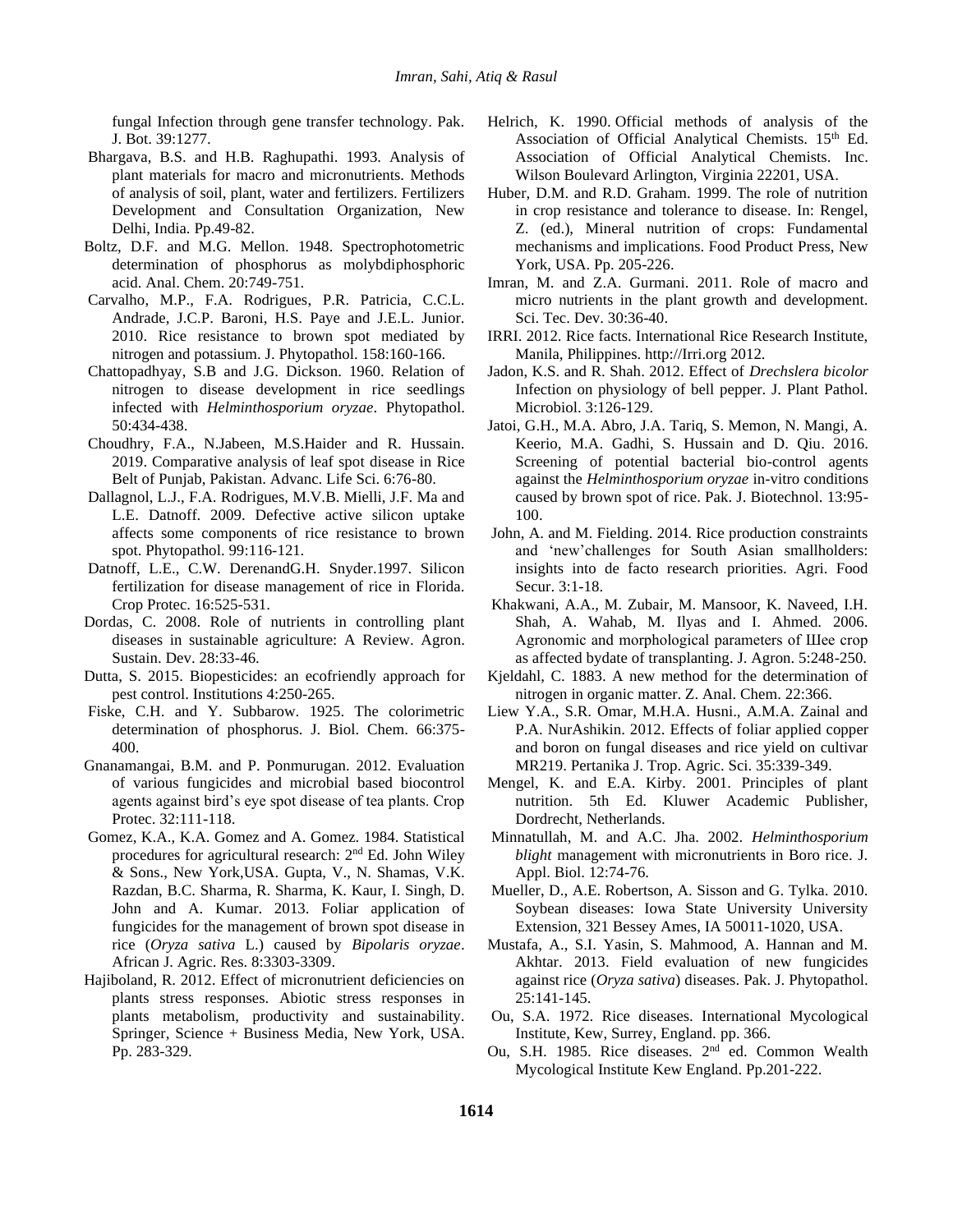fungal Infection through gene transfer technology. Pak. J. Bot. 39:1277.

Bhargava, B.S. and H.B. Raghupathi. 1993. Analysis of plant materials for macro and micronutrients. Methods of analysis of soil, plant, water and fertilizers. Fertilizers Development and Consultation Organization, New Delhi, India. Pp.49-82.

Boltz, D.F. and M.G. Mellon. 1948. Spectrophotometric determination of phosphorus as molybdiphosphoric acid. Anal. Chem. 20:749-751.

Carvalho, M.P., F.A. Rodrigues, P.R. Patricia, C.C.L. Andrade, J.C.P. Baroni, H.S. Paye and J.E.L. Junior. 2010. Rice resistance to brown spot mediated by nitrogen and potassium. J. Phytopathol. 158:160-166.

Chattopadhyay, S.B and J.G. Dickson. 1960. Relation of nitrogen to disease development in rice seedlings infected with *Helminthosporium oryzae*. Phytopathol. 50:434-438.

Choudhry, F.A., N.Jabeen, M.S.Haider and R. Hussain. 2019. Comparative analysis of leaf spot disease in Rice Belt of Punjab, Pakistan. Advanc. Life Sci. 6:76-80.

Dallagnol, L.J., F.A. Rodrigues, M.V.B. Mielli, J.F. Ma and L.E. Datnoff. 2009. Defective active silicon uptake affects some components of rice resistance to brown spot. Phytopathol. 99:116-121.

Datnoff, L.E., C.W. DerenandG.H. Snyder.1997. Silicon fertilization for disease management of rice in Florida. Crop Protec. 16:525-531.

Dordas, C. 2008. Role of nutrients in controlling plant diseases in sustainable agriculture: A Review. Agron. Sustain. Dev. 28:33-46.

Dutta, S. 2015. Biopesticides: an ecofriendly approach for pest control. Institutions 4:250-265.

Fiske, C.H. and Y. Subbarow. 1925. The colorimetric determination of phosphorus. J. Biol. Chem. 66:375-400.

Gnanamangai, B.M. and P. Ponmurugan. 2012. Evaluation of various fungicides and microbial based biocontrol agents against bird's eye spot disease of tea plants. Crop Protec. 32:111-118.

Gomez, K.A., K.A. Gomez and A. Gomez. 1984. Statistical procedures for agricultural research: 2nd Ed. John Wiley & Sons., New York,USA. Gupta, V., N. Shamas, V.K. Razdan, B.C. Sharma, R. Sharma, K. Kaur, I. Singh, D. John and A. Kumar. 2013. Foliar application of fungicides for the management of brown spot disease in rice (*Oryza sativa* L.) caused by *Bipolaris oryzae*. African J. Agric. Res. 8:3303-3309.

Hajiboland, R. 2012. Effect of micronutrient deficiencies on plants stress responses. Abiotic stress responses in plants metabolism, productivity and sustainability. Springer, Science + Business Media, New York, USA. Pp. 283-329.

Helrich, K. 1990. Official methods of analysis of the Association of Official Analytical Chemists. 15th Ed. Association of Official Analytical Chemists. Inc. Wilson Boulevard Arlington, Virginia 22201, USA.

Huber, D.M. and R.D. Graham. 1999. The role of nutrition in crop resistance and tolerance to disease. In: Rengel, Z. (ed.), Mineral nutrition of crops: Fundamental mechanisms and implications. Food Product Press, New York, USA. Pp. 205-226.

Imran, M. and Z.A. Gurmani. 2011. Role of macro and micro nutrients in the plant growth and development. Sci. Tec. Dev. 30:36-40.

IRRI. 2012. Rice facts. International Rice Research Institute, Manila, Philippines. http://Irri.org 2012.

Jadon, K.S. and R. Shah. 2012. Effect of *Drechslera bicolor* Infection on physiology of bell pepper. J. Plant Pathol. Microbiol. 3:126-129.

Jatoi, G.H., M.A. Abro, J.A. Tariq, S. Memon, N. Mangi, A. Keerio, M.A. Gadhi, S. Hussain and D. Qiu. 2016. Screening of potential bacterial bio-control agents against the *Helminthosporium oryzae* in-vitro conditions caused by brown spot of rice. Pak. J. Biotechnol. 13:95-100.

John, A. and M. Fielding. 2014. Rice production constraints and 'new'challenges for South Asian smallholders: insights into de facto research priorities. Agri. Food Secur. 3:1-18.

Khakwani, A.A., M. Zubair, M. Mansoor, K. Naveed, I.H. Shah, A. Wahab, M. Ilyas and I. Ahmed. 2006. Agronomic and morphological parameters of Шee crop as affected bydate of transplanting. J. Agron. 5:248-250.

Kjeldahl, C. 1883. A new method for the determination of nitrogen in organic matter. Z. Anal. Chem. 22:366.

Liew Y.A., S.R. Omar, M.H.A. Husni., A.M.A. Zainal and P.A. NurAshikin. 2012. Effects of foliar applied copper and boron on fungal diseases and rice yield on cultivar MR219. Pertanika J. Trop. Agric. Sci. 35:339-349.

Mengel, K. and E.A. Kirby. 2001. Principles of plant nutrition. 5th Ed. Kluwer Academic Publisher, Dordrecht, Netherlands.

Minnatullah, M. and A.C. Jha. 2002. *Helminthosporium blight* management with micronutrients in Boro rice. J. Appl. Biol. 12:74-76.

Mueller, D., A.E. Robertson, A. Sisson and G. Tylka. 2010. Soybean diseases: Iowa State University University Extension, 321 Bessey Ames, IA 50011-1020, USA.

Mustafa, A., S.I. Yasin, S. Mahmood, A. Hannan and M. Akhtar. 2013. Field evaluation of new fungicides against rice (*Oryza sativa*) diseases. Pak. J. Phytopathol. 25:141-145.

Ou, S.A. 1972. Rice diseases. International Mycological Institute, Kew, Surrey, England. pp. 366.

Ou, S.H. 1985. Rice diseases. 2nd ed. Common Wealth Mycological Institute Kew England. Pp.201-222.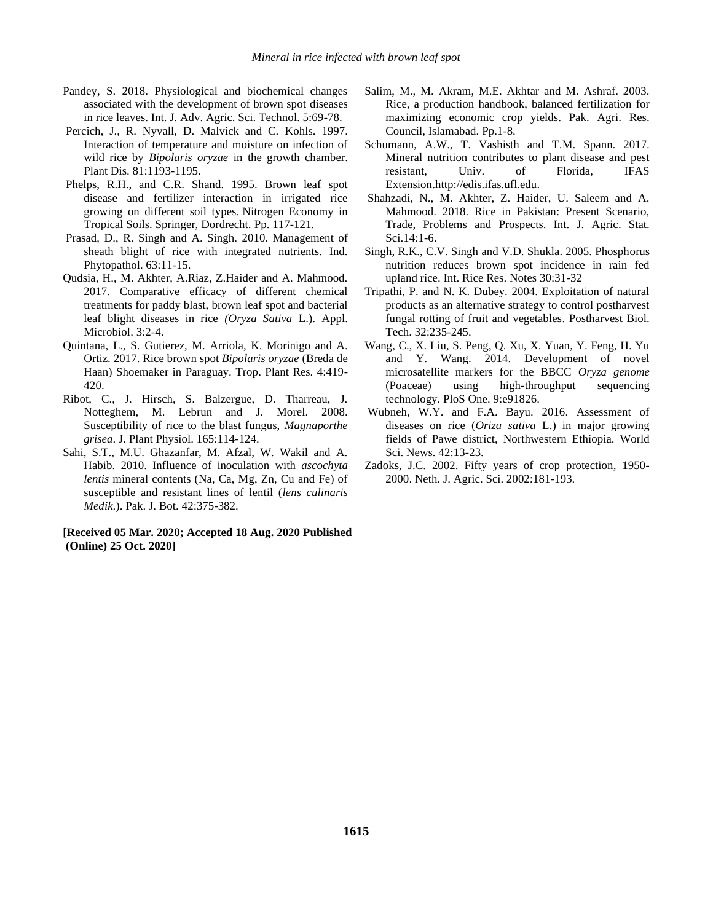Pandey, S. 2018. Physiological and biochemical changes associated with the development of brown spot diseases in rice leaves. Int. J. Adv. Agric. Sci. Technol. 5:69-78.

Percich, J., R. Nyvall, D. Malvick and C. Kohls. 1997. Interaction of temperature and moisture on infection of wild rice by *Bipolaris oryzae* in the growth chamber. Plant Dis. 81:1193-1195.

Phelps, R.H., and C.R. Shand. 1995. Brown leaf spot disease and fertilizer interaction in irrigated rice growing on different soil types. Nitrogen Economy in Tropical Soils. Springer, Dordrecht. Pp. 117-121.

Prasad, D., R. Singh and A. Singh. 2010. Management of sheath blight of rice with integrated nutrients. Ind. Phytopathol. 63:11-15.

Qudsia, H., M. Akhter, A.Riaz, Z.Haider and A. Mahmood. 2017. Comparative efficacy of different chemical treatments for paddy blast, brown leaf spot and bacterial leaf blight diseases in rice *(Oryza Sativa* L.). Appl. Microbiol. 3:2-4.

Quintana, L., S. Gutierez, M. Arriola, K. Morinigo and A. Ortiz. 2017. Rice brown spot *Bipolaris oryzae* (Breda de Haan) Shoemaker in Paraguay. Trop. Plant Res. 4:419-420.

Ribot, C., J. Hirsch, S. Balzergue, D. Tharreau, J. Notteghem, M. Lebrun and J. Morel. 2008. Susceptibility of rice to the blast fungus, *Magnaporthe grisea*. J. Plant Physiol. 165:114-124.

Sahi, S.T., M.U. Ghazanfar, M. Afzal, W. Wakil and A. Habib. 2010. Influence of inoculation with *ascochyta lentis* mineral contents (Na, Ca, Mg, Zn, Cu and Fe) of susceptible and resistant lines of lentil (*lens culinaris Medik.*). Pak. J. Bot. 42:375-382.

Salim, M., M. Akram, M.E. Akhtar and M. Ashraf. 2003. Rice, a production handbook, balanced fertilization for maximizing economic crop yields. Pak. Agri. Res. Council, Islamabad. Pp.1-8.

Schumann, A.W., T. Vashisth and T.M. Spann. 2017. Mineral nutrition contributes to plant disease and pest resistant, Univ. of Florida, IFAS Extension.http://edis.ifas.ufl.edu.

Shahzadi, N., M. Akhter, Z. Haider, U. Saleem and A. Mahmood. 2018. Rice in Pakistan: Present Scenario, Trade, Problems and Prospects. Int. J. Agric. Stat. Sci.14:1-6.

Singh, R.K., C.V. Singh and V.D. Shukla. 2005. Phosphorus nutrition reduces brown spot incidence in rain fed upland rice. Int. Rice Res. Notes 30:31-32

Tripathi, P. and N. K. Dubey. 2004. Exploitation of natural products as an alternative strategy to control postharvest fungal rotting of fruit and vegetables. Postharvest Biol. Tech. 32:235-245.

Wang, C., X. Liu, S. Peng, Q. Xu, X. Yuan, Y. Feng, H. Yu and Y. Wang. 2014. Development of novel microsatellite markers for the BBCC *Oryza genome* (Poaceae) using high-throughput sequencing technology. PloS One. 9:e91826.

Wubneh, W.Y. and F.A. Bayu. 2016. Assessment of diseases on rice (*Oriza sativa* L.) in major growing fields of Pawe district, Northwestern Ethiopia. World Sci. News. 42:13-23.

Zadoks, J.C. 2002. Fifty years of crop protection, 1950-2000. Neth. J. Agric. Sci. 2002:181-193.

**[Received 05 Mar. 2020; Accepted 18 Aug. 2020 Published (Online) 25 Oct. 2020]**